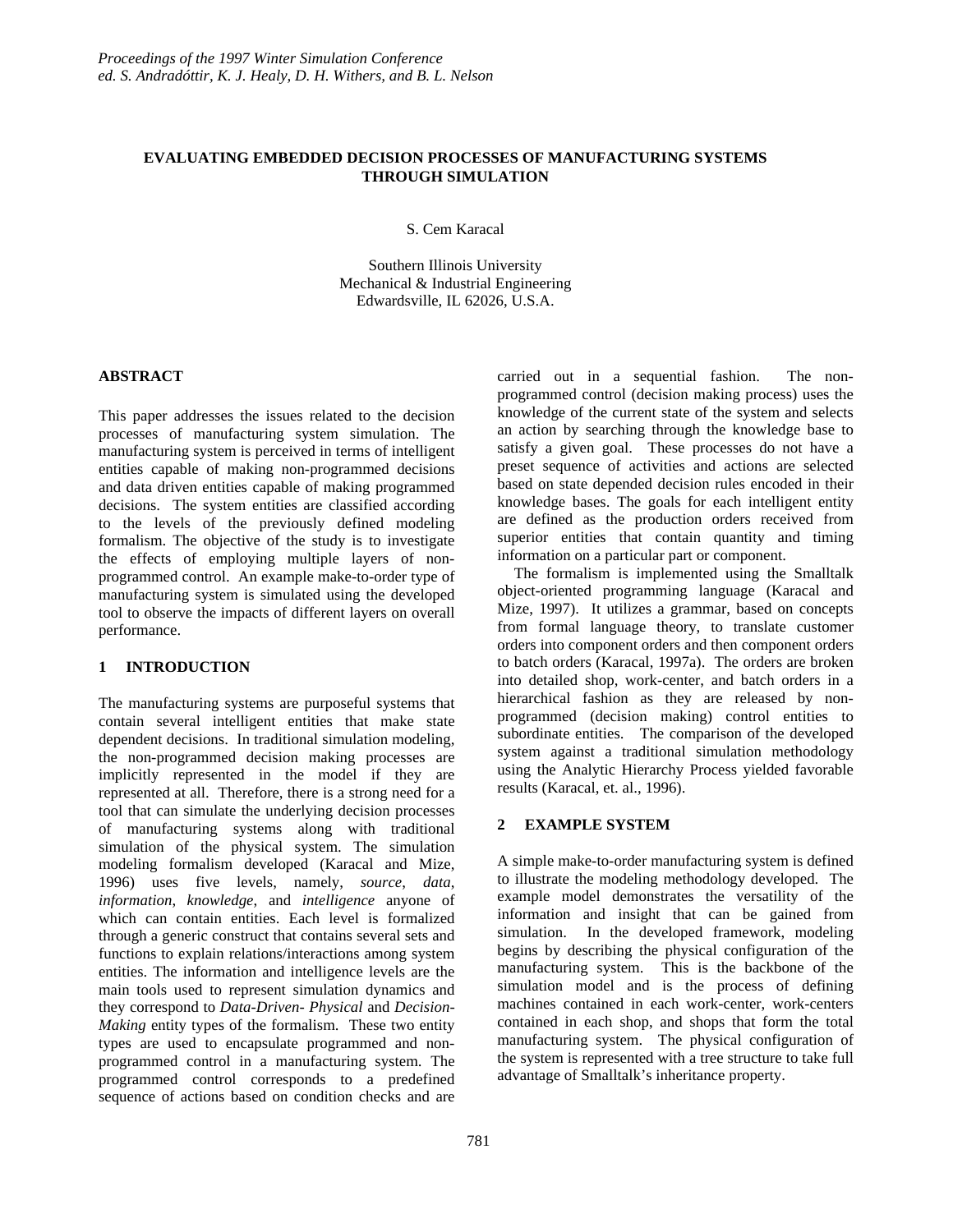# EVALUATING EMBEDDED DECISION PROCESSES OF MANUFACTURING SYSTEMS THROUGH SIMULATION

S. Cem Karacal

Southern Illinois University
Mechanical & Industrial Engineering
Edwardsville, IL 62026, U.S.A.

## ABSTRACT

This paper addresses the issues related to the decision processes of manufacturing system simulation. The manufacturing system is perceived in terms of intelligent entities capable of making non-programmed decisions and data driven entities capable of making programmed decisions. The system entities are classified according to the levels of the previously defined modeling formalism. The objective of the study is to investigate the effects of employing multiple layers of non-programmed control. An example make-to-order type of manufacturing system is simulated using the developed tool to observe the impacts of different layers on overall performance.

## 1 INTRODUCTION

The manufacturing systems are purposeful systems that contain several intelligent entities that make state dependent decisions. In traditional simulation modeling, the non-programmed decision making processes are implicitly represented in the model if they are represented at all. Therefore, there is a strong need for a tool that can simulate the underlying decision processes of manufacturing systems along with traditional simulation of the physical system. The simulation modeling formalism developed (Karacal and Mize, 1996) uses five levels, namely, *source*, *data*, *information*, *knowledge*, and *intelligence* anyone of which can contain entities. Each level is formalized through a generic construct that contains several sets and functions to explain relations/interactions among system entities. The information and intelligence levels are the main tools used to represent simulation dynamics and they correspond to *Data-Driven- Physical* and *Decision-Making* entity types of the formalism. These two entity types are used to encapsulate programmed and non-programmed control in a manufacturing system. The programmed control corresponds to a predefined sequence of actions based on condition checks and are carried out in a sequential fashion. The non-programmed control (decision making process) uses the knowledge of the current state of the system and selects an action by searching through the knowledge base to satisfy a given goal. These processes do not have a preset sequence of activities and actions are selected based on state depended decision rules encoded in their knowledge bases. The goals for each intelligent entity are defined as the production orders received from superior entities that contain quantity and timing information on a particular part or component.

The formalism is implemented using the Smalltalk object-oriented programming language (Karacal and Mize, 1997). It utilizes a grammar, based on concepts from formal language theory, to translate customer orders into component orders and then component orders to batch orders (Karacal, 1997a). The orders are broken into detailed shop, work-center, and batch orders in a hierarchical fashion as they are released by non-programmed (decision making) control entities to subordinate entities. The comparison of the developed system against a traditional simulation methodology using the Analytic Hierarchy Process yielded favorable results (Karacal, et. al., 1996).

## 2 EXAMPLE SYSTEM

A simple make-to-order manufacturing system is defined to illustrate the modeling methodology developed. The example model demonstrates the versatility of the information and insight that can be gained from simulation. In the developed framework, modeling begins by describing the physical configuration of the manufacturing system. This is the backbone of the simulation model and is the process of defining machines contained in each work-center, work-centers contained in each shop, and shops that form the total manufacturing system. The physical configuration of the system is represented with a tree structure to take full advantage of Smalltalk's inheritance property.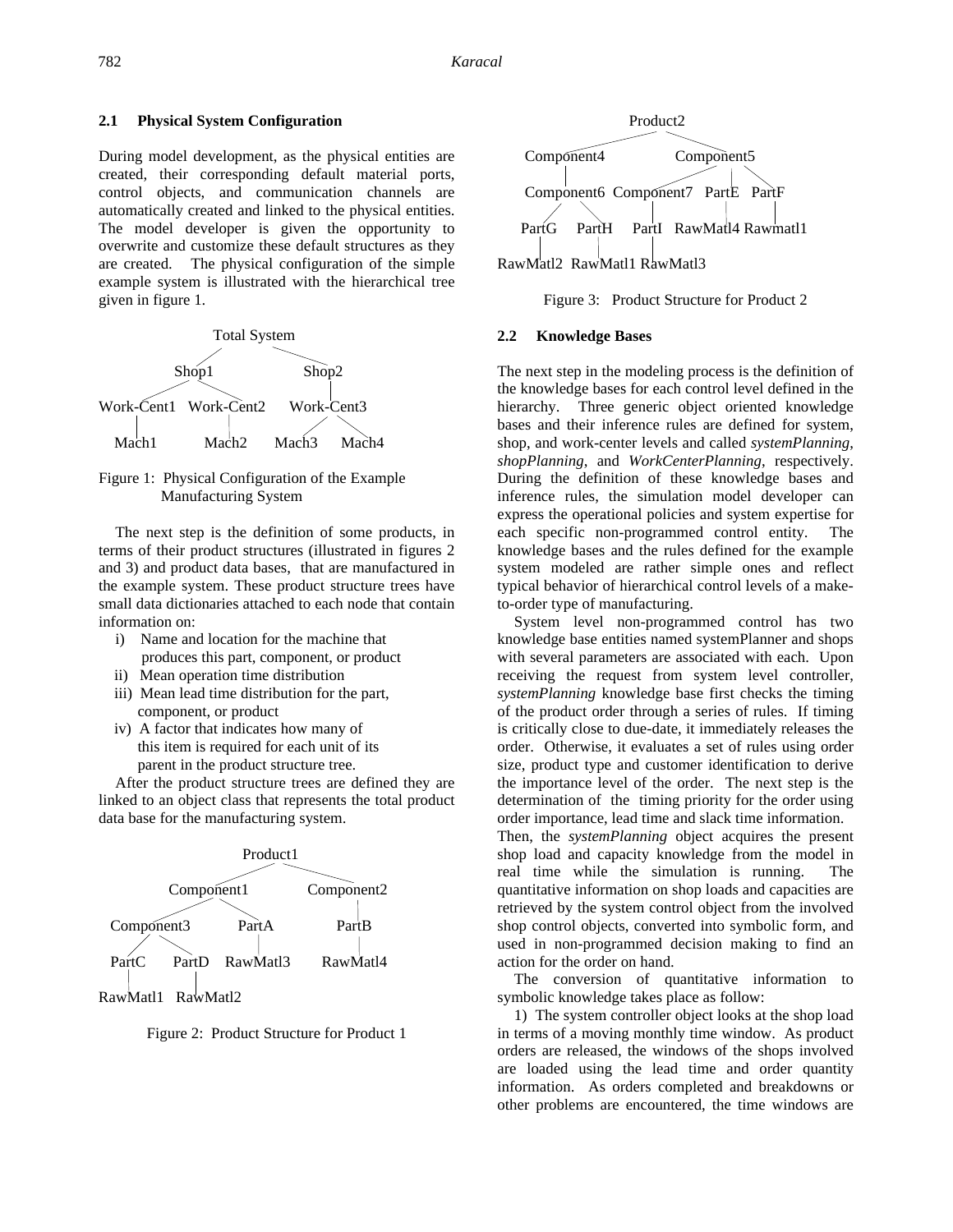### 2.1 Physical System Configuration

During model development, as the physical entities are created, their corresponding default material ports, control objects, and communication channels are automatically created and linked to the physical entities. The model developer is given the opportunity to overwrite and customize these default structures as they are created. The physical configuration of the simple example system is illustrated with the hierarchical tree given in figure 1.

```
                Total System
              /              \
          Shop1                Shop2
         /     \                 |
Work-Cent1   Work-Cent2      Work-Cent3
    |            |            /      \
  Mach1        Mach2       Mach3    Mach4
```

Figure 1: Physical Configuration of the Example Manufacturing System

The next step is the definition of some products, in terms of their product structures (illustrated in figures 2 and 3) and product data bases, that are manufactured in the example system. These product structure trees have small data dictionaries attached to each node that contain information on:

i) Name and location for the machine that produces this part, component, or product
ii) Mean operation time distribution
iii) Mean lead time distribution for the part, component, or product
iv) A factor that indicates how many of this item is required for each unit of its parent in the product structure tree.

After the product structure trees are defined they are linked to an object class that represents the total product data base for the manufacturing system.

```
                 Product1
               /          \
        Component1          Component2
        /        \              |
  Component3     PartA        PartB
   /      \        |            |
PartC    PartD   RawMatl3     RawMatl4
  |        |
RawMatl1 RawMatl2
```

Figure 2: Product Structure for Product 1

```
                    Product2
                  /          \
        Component4             Component5
            |                /      |      \
        Component6   Component7   PartE   PartF
         /     \          |         |        |
      PartG   PartH     PartI   RawMatl4  Rawmatl1
        |       |         |
   RawMatl2  RawMatl1  RawMatl3
```

Figure 3: Product Structure for Product 2

### 2.2 Knowledge Bases

The next step in the modeling process is the definition of the knowledge bases for each control level defined in the hierarchy. Three generic object oriented knowledge bases and their inference rules are defined for system, shop, and work-center levels and called *systemPlanning*, *shopPlanning*, and *WorkCenterPlanning*, respectively. During the definition of these knowledge bases and inference rules, the simulation model developer can express the operational policies and system expertise for each specific non-programmed control entity. The knowledge bases and the rules defined for the example system modeled are rather simple ones and reflect typical behavior of hierarchical control levels of a make-to-order type of manufacturing.

System level non-programmed control has two knowledge base entities named systemPlanner and shops with several parameters are associated with each. Upon receiving the request from system level controller, *systemPlanning* knowledge base first checks the timing of the product order through a series of rules. If timing is critically close to due-date, it immediately releases the order. Otherwise, it evaluates a set of rules using order size, product type and customer identification to derive the importance level of the order. The next step is the determination of the timing priority for the order using order importance, lead time and slack time information. Then, the *systemPlanning* object acquires the present shop load and capacity knowledge from the model in real time while the simulation is running. The quantitative information on shop loads and capacities are retrieved by the system control object from the involved shop control objects, converted into symbolic form, and used in non-programmed decision making to find an action for the order on hand.

The conversion of quantitative information to symbolic knowledge takes place as follow:

1) The system controller object looks at the shop load in terms of a moving monthly time window. As product orders are released, the windows of the shops involved are loaded using the lead time and order quantity information. As orders completed and breakdowns or other problems are encountered, the time windows are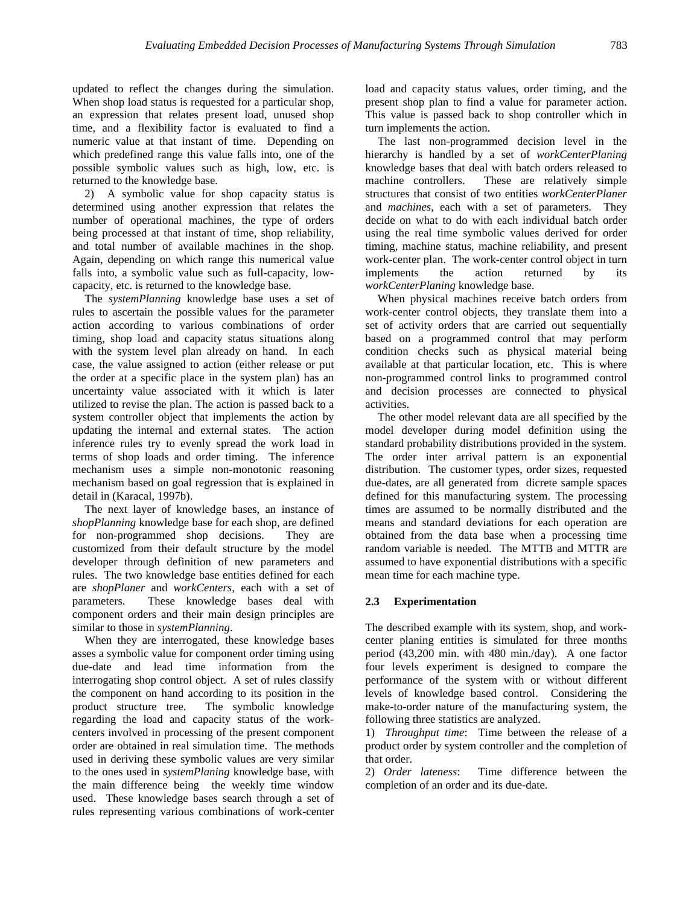updated to reflect the changes during the simulation. When shop load status is requested for a particular shop, an expression that relates present load, unused shop time, and a flexibility factor is evaluated to find a numeric value at that instant of time. Depending on which predefined range this value falls into, one of the possible symbolic values such as high, low, etc. is returned to the knowledge base.

2) A symbolic value for shop capacity status is determined using another expression that relates the number of operational machines, the type of orders being processed at that instant of time, shop reliability, and total number of available machines in the shop. Again, depending on which range this numerical value falls into, a symbolic value such as full-capacity, low-capacity, etc. is returned to the knowledge base.

The *systemPlanning* knowledge base uses a set of rules to ascertain the possible values for the parameter action according to various combinations of order timing, shop load and capacity status situations along with the system level plan already on hand. In each case, the value assigned to action (either release or put the order at a specific place in the system plan) has an uncertainty value associated with it which is later utilized to revise the plan. The action is passed back to a system controller object that implements the action by updating the internal and external states. The action inference rules try to evenly spread the work load in terms of shop loads and order timing. The inference mechanism uses a simple non-monotonic reasoning mechanism based on goal regression that is explained in detail in (Karacal, 1997b).

The next layer of knowledge bases, an instance of *shopPlanning* knowledge base for each shop, are defined for non-programmed shop decisions. They are customized from their default structure by the model developer through definition of new parameters and rules. The two knowledge base entities defined for each are *shopPlaner* and *workCenters*, each with a set of parameters. These knowledge bases deal with component orders and their main design principles are similar to those in *systemPlanning*.

When they are interrogated, these knowledge bases asses a symbolic value for component order timing using due-date and lead time information from the interrogating shop control object. A set of rules classify the component on hand according to its position in the product structure tree. The symbolic knowledge regarding the load and capacity status of the work-centers involved in processing of the present component order are obtained in real simulation time. The methods used in deriving these symbolic values are very similar to the ones used in *systemPlaning* knowledge base, with the main difference being the weekly time window used. These knowledge bases search through a set of rules representing various combinations of work-center load and capacity status values, order timing, and the present shop plan to find a value for parameter action. This value is passed back to shop controller which in turn implements the action.

The last non-programmed decision level in the hierarchy is handled by a set of *workCenterPlaning* knowledge bases that deal with batch orders released to machine controllers. These are relatively simple structures that consist of two entities *workCenterPlaner* and *machines*, each with a set of parameters. They decide on what to do with each individual batch order using the real time symbolic values derived for order timing, machine status, machine reliability, and present work-center plan. The work-center control object in turn implements the action returned by its *workCenterPlaning* knowledge base.

When physical machines receive batch orders from work-center control objects, they translate them into a set of activity orders that are carried out sequentially based on a programmed control that may perform condition checks such as physical material being available at that particular location, etc. This is where non-programmed control links to programmed control and decision processes are connected to physical activities.

The other model relevant data are all specified by the model developer during model definition using the standard probability distributions provided in the system. The order inter arrival pattern is an exponential distribution. The customer types, order sizes, requested due-dates, are all generated from dicrete sample spaces defined for this manufacturing system. The processing times are assumed to be normally distributed and the means and standard deviations for each operation are obtained from the data base when a processing time random variable is needed. The MTTB and MTTR are assumed to have exponential distributions with a specific mean time for each machine type.

### 2.3 Experimentation

The described example with its system, shop, and work-center planing entities is simulated for three months period (43,200 min. with 480 min./day). A one factor four levels experiment is designed to compare the performance of the system with or without different levels of knowledge based control. Considering the make-to-order nature of the manufacturing system, the following three statistics are analyzed.

1) *Throughput time*: Time between the release of a product order by system controller and the completion of that order.

2) *Order lateness*: Time difference between the completion of an order and its due-date.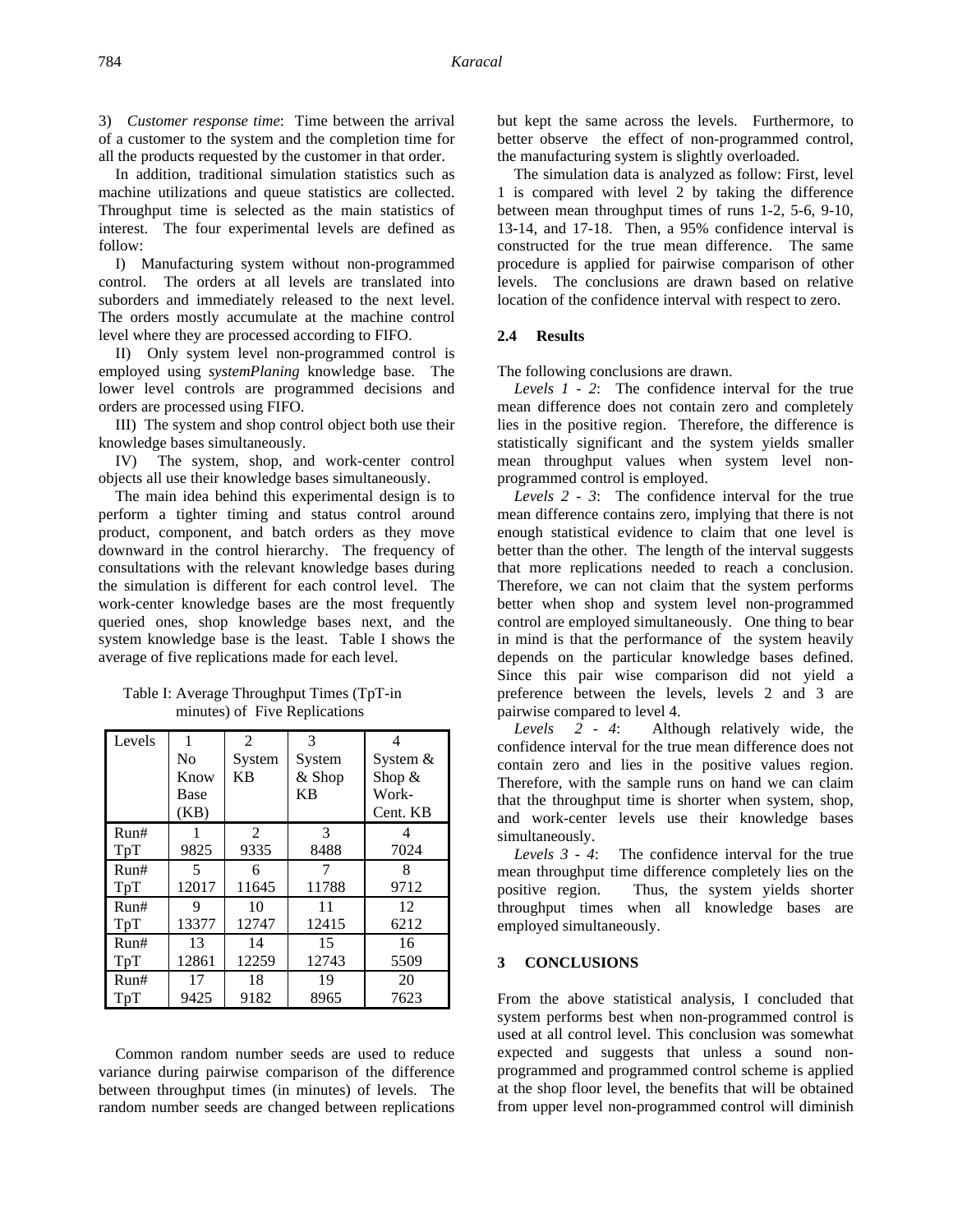3) *Customer response time*: Time between the arrival of a customer to the system and the completion time for all the products requested by the customer in that order.

In addition, traditional simulation statistics such as machine utilizations and queue statistics are collected. Throughput time is selected as the main statistics of interest. The four experimental levels are defined as follow:

I) Manufacturing system without non-programmed control. The orders at all levels are translated into suborders and immediately released to the next level. The orders mostly accumulate at the machine control level where they are processed according to FIFO.

II) Only system level non-programmed control is employed using *systemPlaning* knowledge base. The lower level controls are programmed decisions and orders are processed using FIFO.

III) The system and shop control object both use their knowledge bases simultaneously.

IV) The system, shop, and work-center control objects all use their knowledge bases simultaneously.

The main idea behind this experimental design is to perform a tighter timing and status control around product, component, and batch orders as they move downward in the control hierarchy. The frequency of consultations with the relevant knowledge bases during the simulation is different for each control level. The work-center knowledge bases are the most frequently queried ones, shop knowledge bases next, and the system knowledge base is the least. Table I shows the average of five replications made for each level.

Table I: Average Throughput Times (TpT-in minutes) of Five Replications

| Levels | 1 No Know Base (KB) | 2 System KB | 3 System & Shop KB | 4 System & Shop & Work-Cent. KB |
|---|---|---|---|---|
| Run# | 1 | 2 | 3 | 4 |
| TpT | 9825 | 9335 | 8488 | 7024 |
| Run# | 5 | 6 | 7 | 8 |
| TpT | 12017 | 11645 | 11788 | 9712 |
| Run# | 9 | 10 | 11 | 12 |
| TpT | 13377 | 12747 | 12415 | 6212 |
| Run# | 13 | 14 | 15 | 16 |
| TpT | 12861 | 12259 | 12743 | 5509 |
| Run# | 17 | 18 | 19 | 20 |
| TpT | 9425 | 9182 | 8965 | 7623 |

Common random number seeds are used to reduce variance during pairwise comparison of the difference between throughput times (in minutes) of levels. The random number seeds are changed between replications but kept the same across the levels. Furthermore, to better observe the effect of non-programmed control, the manufacturing system is slightly overloaded.

The simulation data is analyzed as follow: First, level 1 is compared with level 2 by taking the difference between mean throughput times of runs 1-2, 5-6, 9-10, 13-14, and 17-18. Then, a 95% confidence interval is constructed for the true mean difference. The same procedure is applied for pairwise comparison of other levels. The conclusions are drawn based on relative location of the confidence interval with respect to zero.

### 2.4 Results

The following conclusions are drawn.

*Levels 1 - 2*: The confidence interval for the true mean difference does not contain zero and completely lies in the positive region. Therefore, the difference is statistically significant and the system yields smaller mean throughput values when system level non-programmed control is employed.

*Levels 2 - 3*: The confidence interval for the true mean difference contains zero, implying that there is not enough statistical evidence to claim that one level is better than the other. The length of the interval suggests that more replications needed to reach a conclusion. Therefore, we can not claim that the system performs better when shop and system level non-programmed control are employed simultaneously. One thing to bear in mind is that the performance of the system heavily depends on the particular knowledge bases defined. Since this pair wise comparison did not yield a preference between the levels, levels 2 and 3 are pairwise compared to level 4.

*Levels 2 - 4*: Although relatively wide, the confidence interval for the true mean difference does not contain zero and lies in the positive values region. Therefore, with the sample runs on hand we can claim that the throughput time is shorter when system, shop, and work-center levels use their knowledge bases simultaneously.

*Levels 3 - 4*: The confidence interval for the true mean throughput time difference completely lies on the positive region. Thus, the system yields shorter throughput times when all knowledge bases are employed simultaneously.

## 3 CONCLUSIONS

From the above statistical analysis, I concluded that system performs best when non-programmed control is used at all control level. This conclusion was somewhat expected and suggests that unless a sound non-programmed and programmed control scheme is applied at the shop floor level, the benefits that will be obtained from upper level non-programmed control will diminish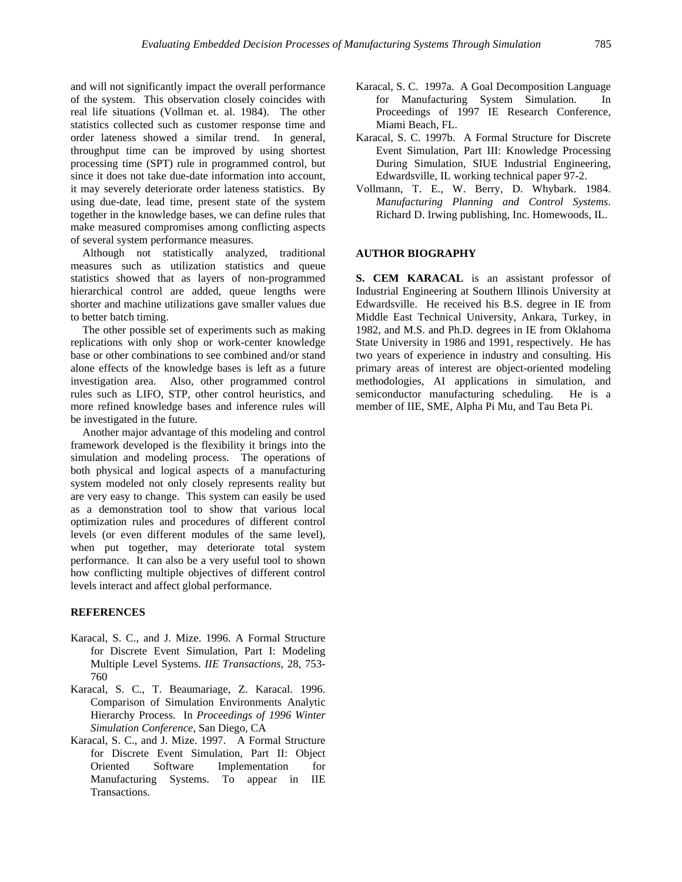and will not significantly impact the overall performance of the system. This observation closely coincides with real life situations (Vollman et. al. 1984). The other statistics collected such as customer response time and order lateness showed a similar trend. In general, throughput time can be improved by using shortest processing time (SPT) rule in programmed control, but since it does not take due-date information into account, it may severely deteriorate order lateness statistics. By using due-date, lead time, present state of the system together in the knowledge bases, we can define rules that make measured compromises among conflicting aspects of several system performance measures.

Although not statistically analyzed, traditional measures such as utilization statistics and queue statistics showed that as layers of non-programmed hierarchical control are added, queue lengths were shorter and machine utilizations gave smaller values due to better batch timing.

The other possible set of experiments such as making replications with only shop or work-center knowledge base or other combinations to see combined and/or stand alone effects of the knowledge bases is left as a future investigation area. Also, other programmed control rules such as LIFO, STP, other control heuristics, and more refined knowledge bases and inference rules will be investigated in the future.

Another major advantage of this modeling and control framework developed is the flexibility it brings into the simulation and modeling process. The operations of both physical and logical aspects of a manufacturing system modeled not only closely represents reality but are very easy to change. This system can easily be used as a demonstration tool to show that various local optimization rules and procedures of different control levels (or even different modules of the same level), when put together, may deteriorate total system performance. It can also be a very useful tool to shown how conflicting multiple objectives of different control levels interact and affect global performance.

## REFERENCES

Karacal, S. C., and J. Mize. 1996. A Formal Structure for Discrete Event Simulation, Part I: Modeling Multiple Level Systems. *IIE Transactions*, 28, 753-760

Karacal, S. C., T. Beaumariage, Z. Karacal. 1996. Comparison of Simulation Environments Analytic Hierarchy Process. In *Proceedings of 1996 Winter Simulation Conference*, San Diego, CA

Karacal, S. C., and J. Mize. 1997. A Formal Structure for Discrete Event Simulation, Part II: Object Oriented Software Implementation for Manufacturing Systems. To appear in IIE Transactions.

Karacal, S. C. 1997a. A Goal Decomposition Language for Manufacturing System Simulation. In Proceedings of 1997 IE Research Conference, Miami Beach, FL.

Karacal, S. C. 1997b. A Formal Structure for Discrete Event Simulation, Part III: Knowledge Processing During Simulation, SIUE Industrial Engineering, Edwardsville, IL working technical paper 97-2.

Vollmann, T. E., W. Berry, D. Whybark. 1984. *Manufacturing Planning and Control Systems*. Richard D. Irwing publishing, Inc. Homewoods, IL.

## AUTHOR BIOGRAPHY

**S. CEM KARACAL** is an assistant professor of Industrial Engineering at Southern Illinois University at Edwardsville. He received his B.S. degree in IE from Middle East Technical University, Ankara, Turkey, in 1982, and M.S. and Ph.D. degrees in IE from Oklahoma State University in 1986 and 1991, respectively. He has two years of experience in industry and consulting. His primary areas of interest are object-oriented modeling methodologies, AI applications in simulation, and semiconductor manufacturing scheduling. He is a member of IIE, SME, Alpha Pi Mu, and Tau Beta Pi.